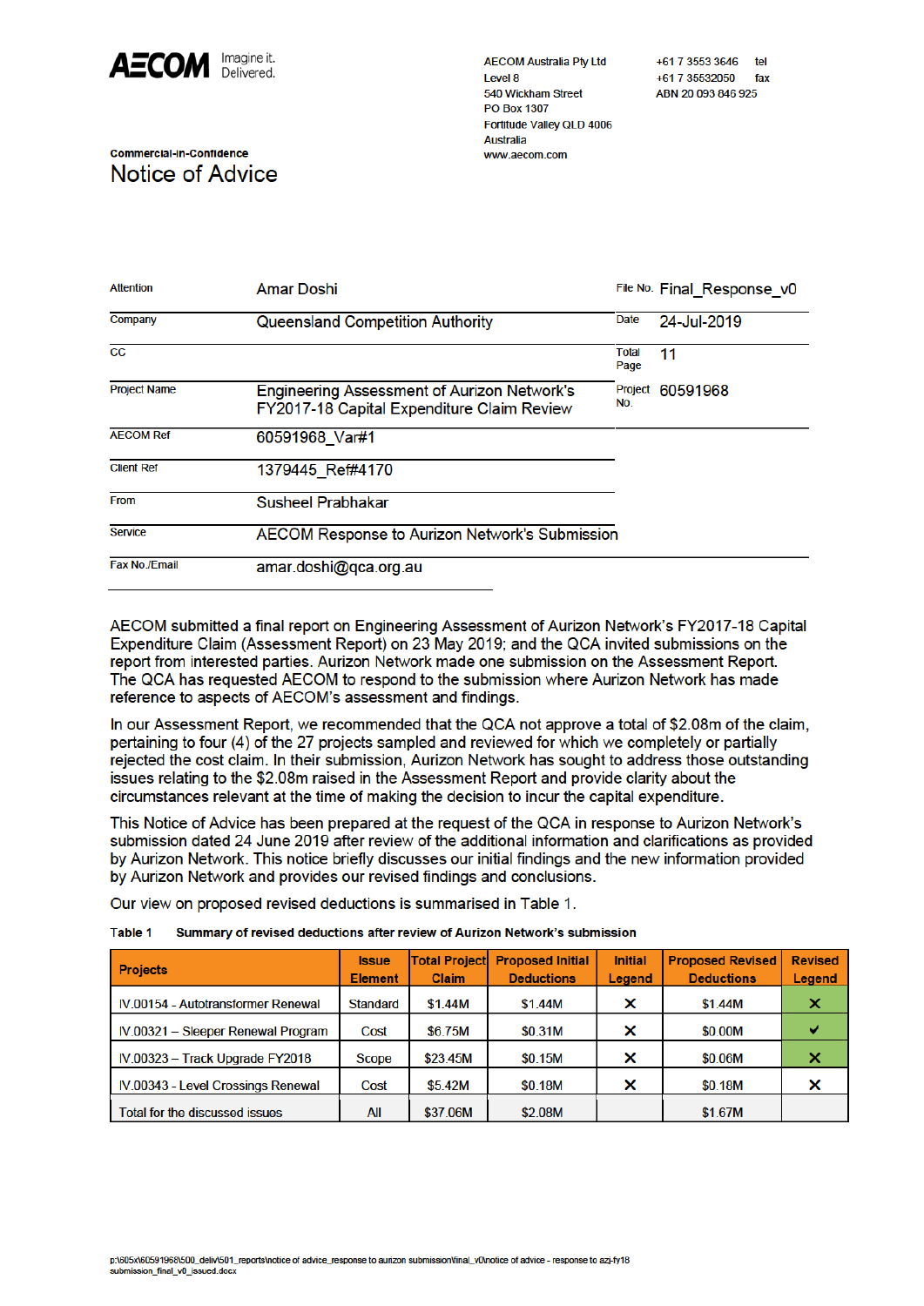AECOM Imagine it. Delivered.

AECOM Australia Pty Ltd
Level 8
540 Wickham Street
PO Box 1307
Fortitude Valley QLD 4006
Australia
www.aecom.com

+61 7 3553 3646 tel
+61 7 35532050 fax
ABN 20 093 846 925

Commercial-in-Confidence

# Notice of Advice

| | | | |
|---|---|---|---|
| Attention | Amar Doshi | File No. | Final_Response_v0 |
| Company | Queensland Competition Authority | Date | 24-Jul-2019 |
| CC | | Total Page | 11 |
| Project Name | Engineering Assessment of Aurizon Network's FY2017-18 Capital Expenditure Claim Review | Project No. | 60591968 |
| AECOM Ref | 60591968_Var#1 | | |
| Client Ref | 1379445_Ref#4170 | | |
| From | Susheel Prabhakar | | |
| Service | AECOM Response to Aurizon Network's Submission | | |
| Fax No./Email | amar.doshi@qca.org.au | | |

AECOM submitted a final report on Engineering Assessment of Aurizon Network's FY2017-18 Capital Expenditure Claim (Assessment Report) on 23 May 2019; and the QCA invited submissions on the report from interested parties. Aurizon Network made one submission on the Assessment Report. The QCA has requested AECOM to respond to the submission where Aurizon Network has made reference to aspects of AECOM's assessment and findings.

In our Assessment Report, we recommended that the QCA not approve a total of $2.08m of the claim, pertaining to four (4) of the 27 projects sampled and reviewed for which we completely or partially rejected the cost claim. In their submission, Aurizon Network has sought to address those outstanding issues relating to the $2.08m raised in the Assessment Report and provide clarity about the circumstances relevant at the time of making the decision to incur the capital expenditure.

This Notice of Advice has been prepared at the request of the QCA in response to Aurizon Network's submission dated 24 June 2019 after review of the additional information and clarifications as provided by Aurizon Network. This notice briefly discusses our initial findings and the new information provided by Aurizon Network and provides our revised findings and conclusions.

Our view on proposed revised deductions is summarised in Table 1.

**Table 1 Summary of revised deductions after review of Aurizon Network's submission**

| Projects | Issue Element | Total Project Claim | Proposed Initial Deductions | Initial Legend | Proposed Revised Deductions | Revised Legend |
|---|---|---|---|---|---|---|
| IV.00154 - Autotransformer Renewal | Standard | $1.44M | $1.44M | ✗ | $1.44M | ✗ |
| IV.00321 – Sleeper Renewal Program | Cost | $6.75M | $0.31M | ✗ | $0.00M | ✓ |
| IV.00323 – Track Upgrade FY2018 | Scope | $23.45M | $0.15M | ✗ | $0.06M | ✗ |
| IV.00343 - Level Crossings Renewal | Cost | $5.42M | $0.18M | ✗ | $0.18M | ✗ |
| Total for the discussed issues | All | $37.06M | $2.08M | | $1.67M | |

p:\605x\60591968\500_deliv\501_reports\notice of advice_response to aurizon submission\final_v0\notice of advice - response to azj-fy18 submission_final_v0_issued.docx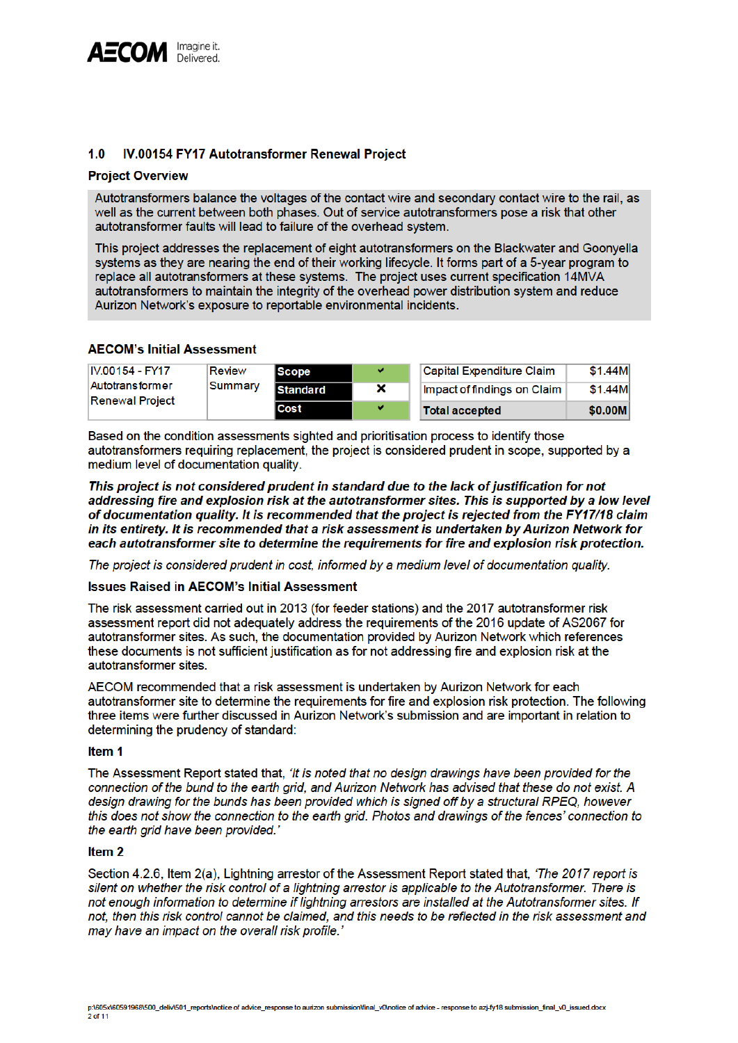## 1.0 IV.00154 FY17 Autotransformer Renewal Project

### Project Overview

Autotransformers balance the voltages of the contact wire and secondary contact wire to the rail, as well as the current between both phases. Out of service autotransformers pose a risk that other autotransformer faults will lead to failure of the overhead system.

This project addresses the replacement of eight autotransformers on the Blackwater and Goonyella systems as they are nearing the end of their working lifecycle. It forms part of a 5-year program to replace all autotransformers at these systems. The project uses current specification 14MVA autotransformers to maintain the integrity of the overhead power distribution system and reduce Aurizon Network's exposure to reportable environmental incidents.

### AECOM's Initial Assessment

| IV.00154 - FY17 Autotransformer Renewal Project | Review Summary | Scope | ✔ |
|---|---|---|---|
| | | Standard | ✘ |
| | | Cost | ✔ |

| Capital Expenditure Claim | $1.44M |
|---|---|
| Impact of findings on Claim | $1.44M |
| **Total accepted** | **$0.00M** |

Based on the condition assessments sighted and prioritisation process to identify those autotransformers requiring replacement, the project is considered prudent in scope, supported by a medium level of documentation quality.

***This project is not considered prudent in standard due to the lack of justification for not addressing fire and explosion risk at the autotransformer sites. This is supported by a low level of documentation quality. It is recommended that the project is rejected from the FY17/18 claim in its entirety. It is recommended that a risk assessment is undertaken by Aurizon Network for each autotransformer site to determine the requirements for fire and explosion risk protection.***

*The project is considered prudent in cost, informed by a medium level of documentation quality.*

### Issues Raised in AECOM's Initial Assessment

The risk assessment carried out in 2013 (for feeder stations) and the 2017 autotransformer risk assessment report did not adequately address the requirements of the 2016 update of AS2067 for autotransformer sites. As such, the documentation provided by Aurizon Network which references these documents is not sufficient justification as for not addressing fire and explosion risk at the autotransformer sites.

AECOM recommended that a risk assessment is undertaken by Aurizon Network for each autotransformer site to determine the requirements for fire and explosion risk protection. The following three items were further discussed in Aurizon Network's submission and are important in relation to determining the prudency of standard:

#### Item 1

The Assessment Report stated that, *'It is noted that no design drawings have been provided for the connection of the bund to the earth grid, and Aurizon Network has advised that these do not exist. A design drawing for the bunds has been provided which is signed off by a structural RPEQ, however this does not show the connection to the earth grid. Photos and drawings of the fences' connection to the earth grid have been provided.'*

#### Item 2

Section 4.2.6, Item 2(a), Lightning arrestor of the Assessment Report stated that, *'The 2017 report is silent on whether the risk control of a lightning arrestor is applicable to the Autotransformer. There is not enough information to determine if lightning arrestors are installed at the Autotransformer sites. If not, then this risk control cannot be claimed, and this needs to be reflected in the risk assessment and may have an impact on the overall risk profile.'*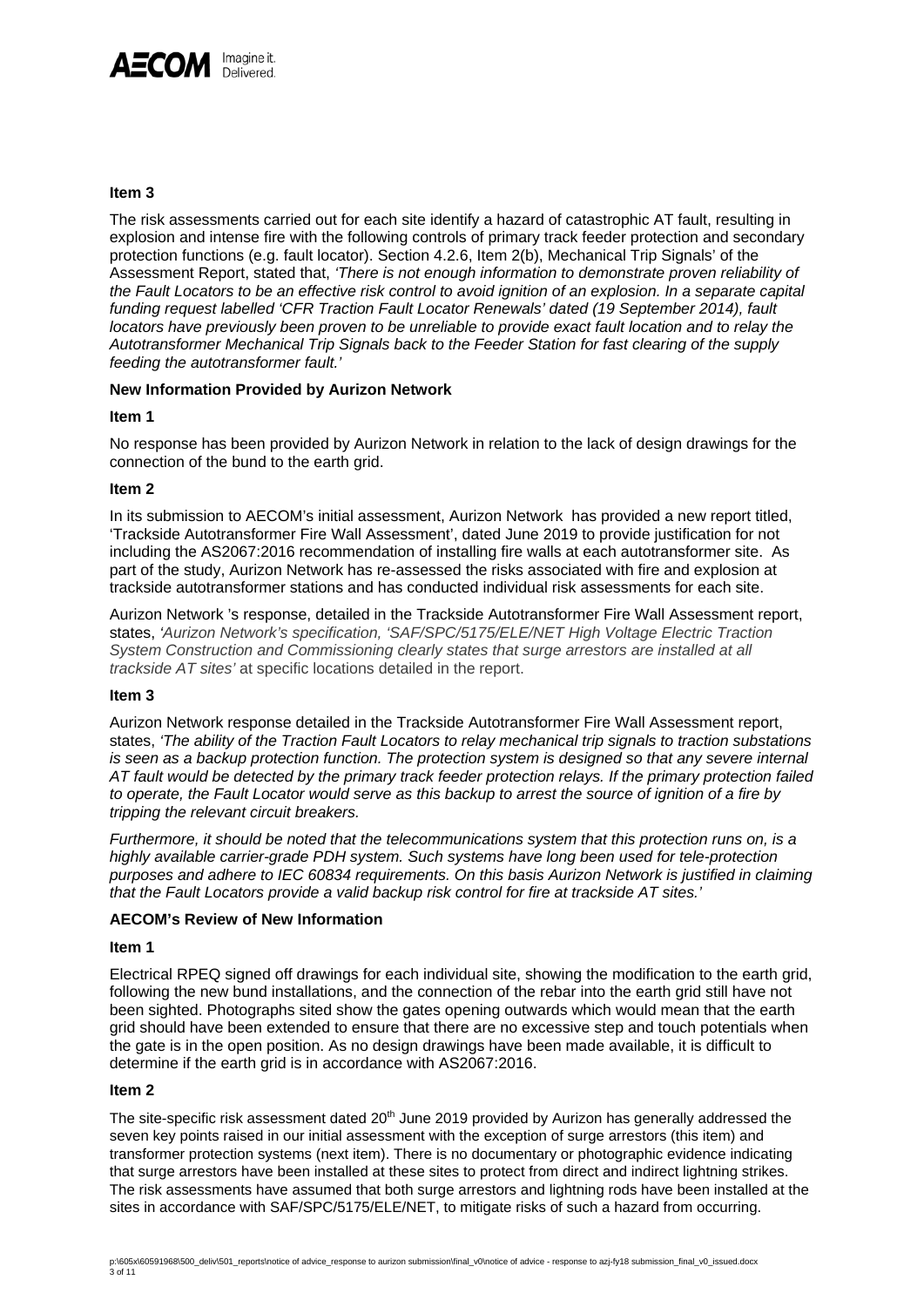**Item 3**

The risk assessments carried out for each site identify a hazard of catastrophic AT fault, resulting in explosion and intense fire with the following controls of primary track feeder protection and secondary protection functions (e.g. fault locator). Section 4.2.6, Item 2(b), Mechanical Trip Signals' of the Assessment Report, stated that, *'There is not enough information to demonstrate proven reliability of the Fault Locators to be an effective risk control to avoid ignition of an explosion. In a separate capital funding request labelled 'CFR Traction Fault Locator Renewals' dated (19 September 2014), fault locators have previously been proven to be unreliable to provide exact fault location and to relay the Autotransformer Mechanical Trip Signals back to the Feeder Station for fast clearing of the supply feeding the autotransformer fault.'*

**New Information Provided by Aurizon Network**

**Item 1**

No response has been provided by Aurizon Network in relation to the lack of design drawings for the connection of the bund to the earth grid.

**Item 2**

In its submission to AECOM's initial assessment, Aurizon Network has provided a new report titled, 'Trackside Autotransformer Fire Wall Assessment', dated June 2019 to provide justification for not including the AS2067:2016 recommendation of installing fire walls at each autotransformer site. As part of the study, Aurizon Network has re-assessed the risks associated with fire and explosion at trackside autotransformer stations and has conducted individual risk assessments for each site.

Aurizon Network 's response, detailed in the Trackside Autotransformer Fire Wall Assessment report, states, *'Aurizon Network's specification, 'SAF/SPC/5175/ELE/NET High Voltage Electric Traction System Construction and Commissioning clearly states that surge arrestors are installed at all trackside AT sites'* at specific locations detailed in the report.

**Item 3**

Aurizon Network response detailed in the Trackside Autotransformer Fire Wall Assessment report, states, *'The ability of the Traction Fault Locators to relay mechanical trip signals to traction substations is seen as a backup protection function. The protection system is designed so that any severe internal AT fault would be detected by the primary track feeder protection relays. If the primary protection failed to operate, the Fault Locator would serve as this backup to arrest the source of ignition of a fire by tripping the relevant circuit breakers.*

*Furthermore, it should be noted that the telecommunications system that this protection runs on, is a highly available carrier-grade PDH system. Such systems have long been used for tele-protection purposes and adhere to IEC 60834 requirements. On this basis Aurizon Network is justified in claiming that the Fault Locators provide a valid backup risk control for fire at trackside AT sites.'*

**AECOM's Review of New Information**

**Item 1**

Electrical RPEQ signed off drawings for each individual site, showing the modification to the earth grid, following the new bund installations, and the connection of the rebar into the earth grid still have not been sighted. Photographs sited show the gates opening outwards which would mean that the earth grid should have been extended to ensure that there are no excessive step and touch potentials when the gate is in the open position. As no design drawings have been made available, it is difficult to determine if the earth grid is in accordance with AS2067:2016.

**Item 2**

The site-specific risk assessment dated 20th June 2019 provided by Aurizon has generally addressed the seven key points raised in our initial assessment with the exception of surge arrestors (this item) and transformer protection systems (next item). There is no documentary or photographic evidence indicating that surge arrestors have been installed at these sites to protect from direct and indirect lightning strikes. The risk assessments have assumed that both surge arrestors and lightning rods have been installed at the sites in accordance with SAF/SPC/5175/ELE/NET, to mitigate risks of such a hazard from occurring.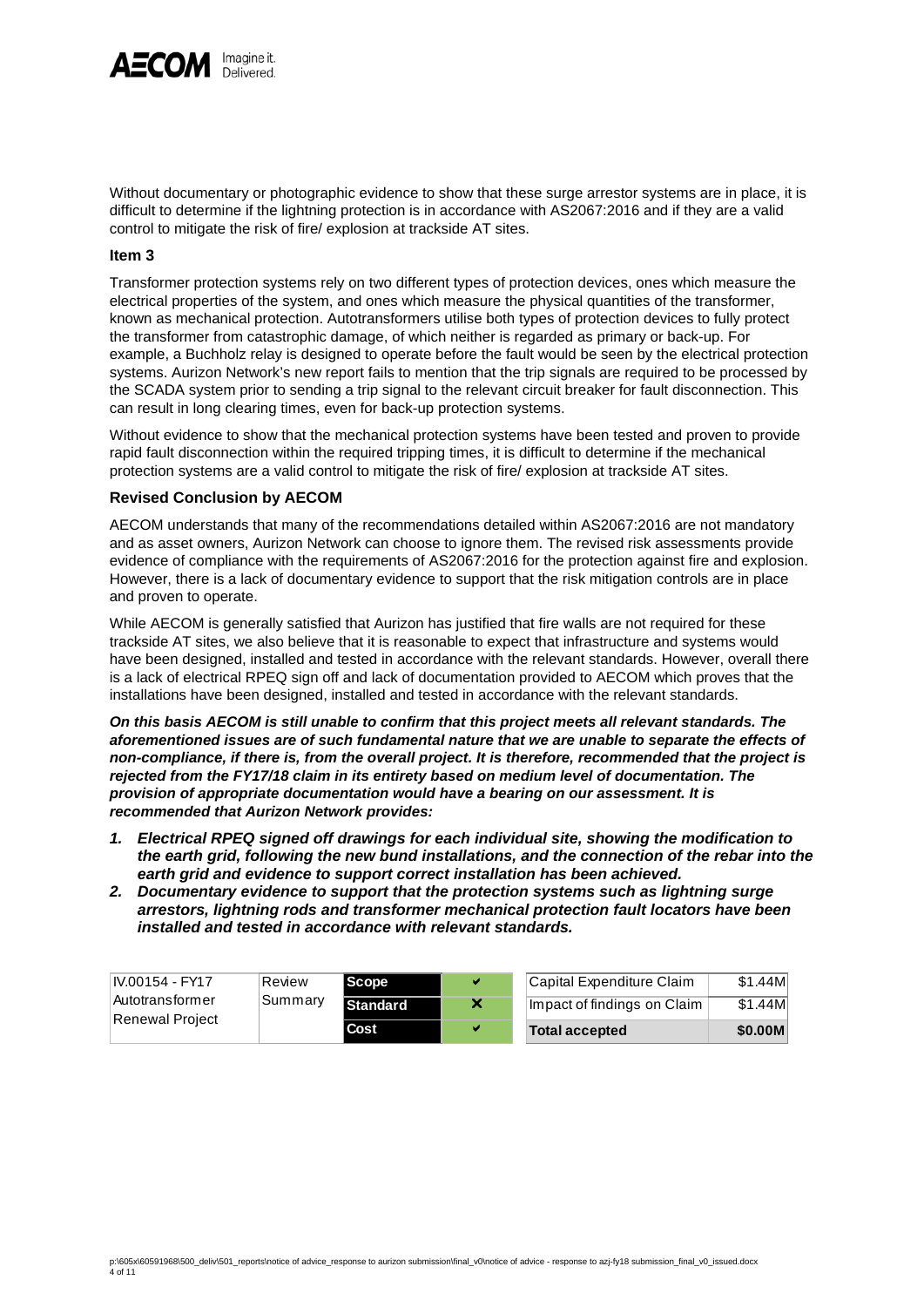Without documentary or photographic evidence to show that these surge arrestor systems are in place, it is difficult to determine if the lightning protection is in accordance with AS2067:2016 and if they are a valid control to mitigate the risk of fire/ explosion at trackside AT sites.

### Item 3

Transformer protection systems rely on two different types of protection devices, ones which measure the electrical properties of the system, and ones which measure the physical quantities of the transformer, known as mechanical protection. Autotransformers utilise both types of protection devices to fully protect the transformer from catastrophic damage, of which neither is regarded as primary or back-up. For example, a Buchholz relay is designed to operate before the fault would be seen by the electrical protection systems. Aurizon Network's new report fails to mention that the trip signals are required to be processed by the SCADA system prior to sending a trip signal to the relevant circuit breaker for fault disconnection. This can result in long clearing times, even for back-up protection systems.

Without evidence to show that the mechanical protection systems have been tested and proven to provide rapid fault disconnection within the required tripping times, it is difficult to determine if the mechanical protection systems are a valid control to mitigate the risk of fire/ explosion at trackside AT sites.

### Revised Conclusion by AECOM

AECOM understands that many of the recommendations detailed within AS2067:2016 are not mandatory and as asset owners, Aurizon Network can choose to ignore them. The revised risk assessments provide evidence of compliance with the requirements of AS2067:2016 for the protection against fire and explosion. However, there is a lack of documentary evidence to support that the risk mitigation controls are in place and proven to operate.

While AECOM is generally satisfied that Aurizon has justified that fire walls are not required for these trackside AT sites, we also believe that it is reasonable to expect that infrastructure and systems would have been designed, installed and tested in accordance with the relevant standards. However, overall there is a lack of electrical RPEQ sign off and lack of documentation provided to AECOM which proves that the installations have been designed, installed and tested in accordance with the relevant standards.

***On this basis AECOM is still unable to confirm that this project meets all relevant standards. The aforementioned issues are of such fundamental nature that we are unable to separate the effects of non-compliance, if there is, from the overall project. It is therefore, recommended that the project is rejected from the FY17/18 claim in its entirety based on medium level of documentation. The provision of appropriate documentation would have a bearing on our assessment. It is recommended that Aurizon Network provides:***

1. ***Electrical RPEQ signed off drawings for each individual site, showing the modification to the earth grid, following the new bund installations, and the connection of the rebar into the earth grid and evidence to support correct installation has been achieved.***
2. ***Documentary evidence to support that the protection systems such as lightning surge arrestors, lightning rods and transformer mechanical protection fault locators have been installed and tested in accordance with relevant standards.***

| IV.00154 - FY17 Autotransformer Renewal Project | Review Summary | Scope | ✔ |
|---|---|---|---|
| | | Standard | ✘ |
| | | Cost | ✔ |

| Capital Expenditure Claim | $1.44M |
|---|---|
| Impact of findings on Claim | $1.44M |
| **Total accepted** | **$0.00M** |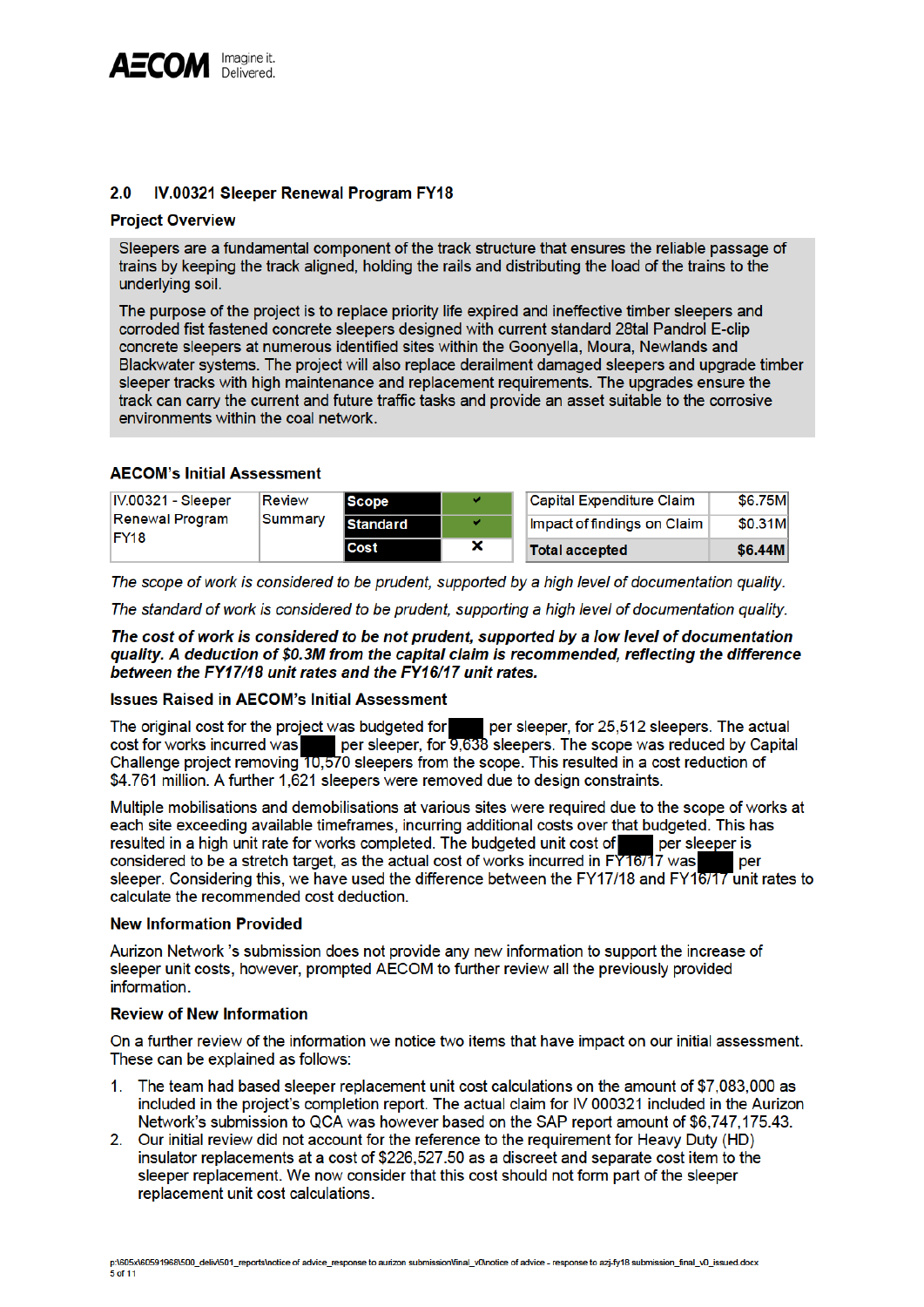## 2.0 IV.00321 Sleeper Renewal Program FY18

### Project Overview

Sleepers are a fundamental component of the track structure that ensures the reliable passage of trains by keeping the track aligned, holding the rails and distributing the load of the trains to the underlying soil.

The purpose of the project is to replace priority life expired and ineffective timber sleepers and corroded fist fastened concrete sleepers designed with current standard 28tal Pandrol E-clip concrete sleepers at numerous identified sites within the Goonyella, Moura, Newlands and Blackwater systems. The project will also replace derailment damaged sleepers and upgrade timber sleeper tracks with high maintenance and replacement requirements. The upgrades ensure the track can carry the current and future traffic tasks and provide an asset suitable to the corrosive environments within the coal network.

### AECOM's Initial Assessment

| IV.00321 - Sleeper Renewal Program FY18 | Review Summary | Scope | ✔ |
|---|---|---|---|
| | | Standard | ✔ |
| | | Cost | ✘ |

| Capital Expenditure Claim | $6.75M |
|---|---|
| Impact of findings on Claim | $0.31M |
| **Total accepted** | **$6.44M** |

*The scope of work is considered to be prudent, supported by a high level of documentation quality.*

*The standard of work is considered to be prudent, supporting a high level of documentation quality.*

***The cost of work is considered to be not prudent, supported by a low level of documentation quality. A deduction of $0.3M from the capital claim is recommended, reflecting the difference between the FY17/18 unit rates and the FY16/17 unit rates.***

### Issues Raised in AECOM's Initial Assessment

The original cost for the project was budgeted for ████ per sleeper, for 25,512 sleepers. The actual cost for works incurred was ████ per sleeper, for 9,638 sleepers. The scope was reduced by Capital Challenge project removing 10,570 sleepers from the scope. This resulted in a cost reduction of $4.761 million. A further 1,621 sleepers were removed due to design constraints.

Multiple mobilisations and demobilisations at various sites were required due to the scope of works at each site exceeding available timeframes, incurring additional costs over that budgeted. This has resulted in a high unit rate for works completed. The budgeted unit cost of ████ per sleeper is considered to be a stretch target, as the actual cost of works incurred in FY16/17 was ████ per sleeper. Considering this, we have used the difference between the FY17/18 and FY16/17 unit rates to calculate the recommended cost deduction.

### New Information Provided

Aurizon Network 's submission does not provide any new information to support the increase of sleeper unit costs, however, prompted AECOM to further review all the previously provided information.

### Review of New Information

On a further review of the information we notice two items that have impact on our initial assessment. These can be explained as follows:

1. The team had based sleeper replacement unit cost calculations on the amount of $7,083,000 as included in the project's completion report. The actual claim for IV 000321 included in the Aurizon Network's submission to QCA was however based on the SAP report amount of $6,747,175.43.
2. Our initial review did not account for the reference to the requirement for Heavy Duty (HD) insulator replacements at a cost of $226,527.50 as a discreet and separate cost item to the sleeper replacement. We now consider that this cost should not form part of the sleeper replacement unit cost calculations.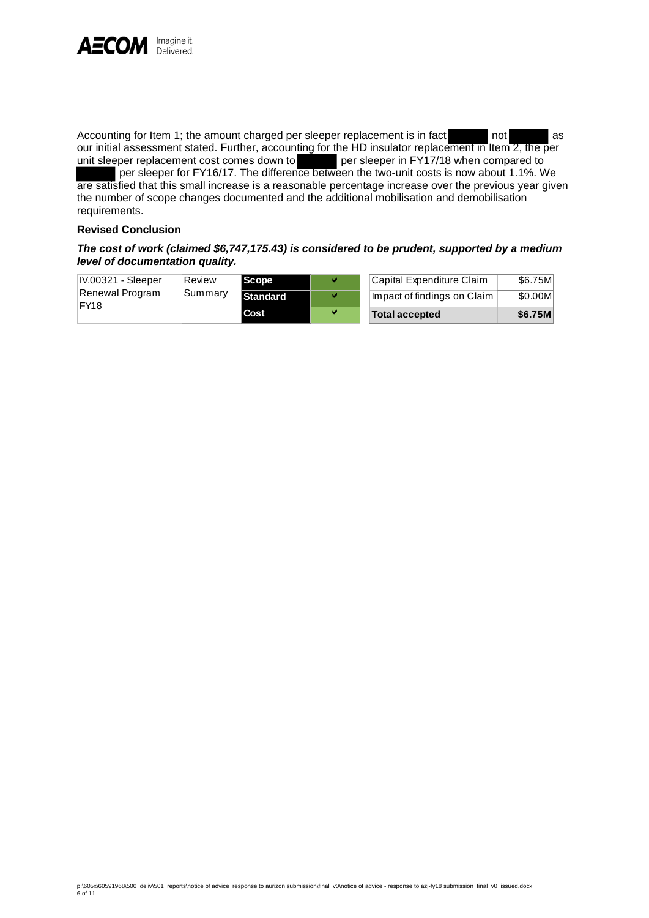Accounting for Item 1; the amount charged per sleeper replacement is in fact ██████ not ██████ as our initial assessment stated. Further, accounting for the HD insulator replacement in Item 2, the per unit sleeper replacement cost comes down to ██████ per sleeper in FY17/18 when compared to ██████ per sleeper for FY16/17. The difference between the two-unit costs is now about 1.1%. We are satisfied that this small increase is a reasonable percentage increase over the previous year given the number of scope changes documented and the additional mobilisation and demobilisation requirements.

**Revised Conclusion**

***The cost of work (claimed $6,747,175.43) is considered to be prudent, supported by a medium level of documentation quality.***

| IV.00321 - Sleeper Renewal Program FY18 | Review Summary | Scope | ✔ |
|---|---|---|---|
| | | Standard | ✔ |
| | | Cost | ✔ |

| Capital Expenditure Claim | $6.75M |
|---|---|
| Impact of findings on Claim | $0.00M |
| **Total accepted** | **$6.75M** |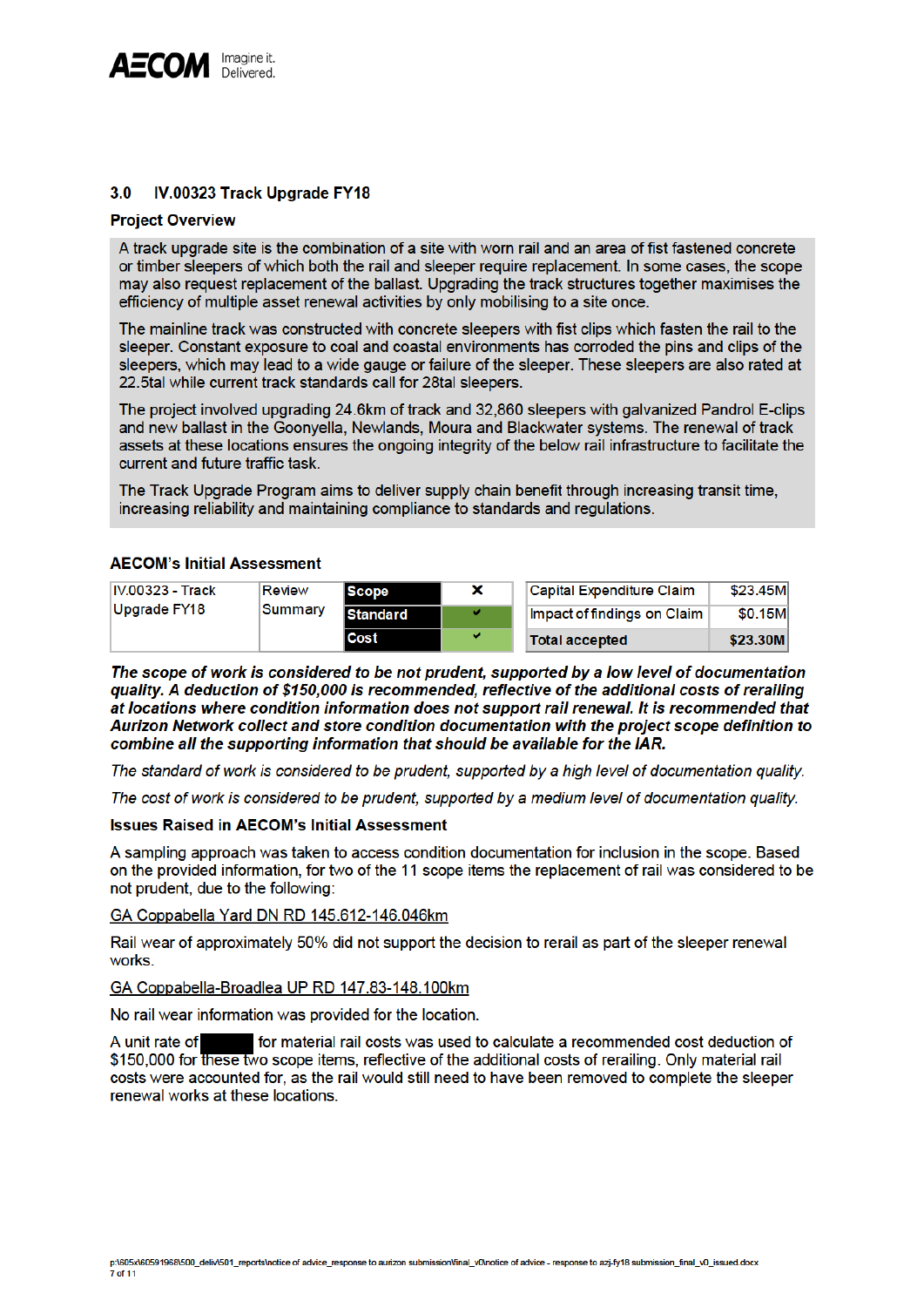## 3.0 IV.00323 Track Upgrade FY18

### Project Overview

A track upgrade site is the combination of a site with worn rail and an area of fist fastened concrete or timber sleepers of which both the rail and sleeper require replacement. In some cases, the scope may also request replacement of the ballast. Upgrading the track structures together maximises the efficiency of multiple asset renewal activities by only mobilising to a site once.

The mainline track was constructed with concrete sleepers with fist clips which fasten the rail to the sleeper. Constant exposure to coal and coastal environments has corroded the pins and clips of the sleepers, which may lead to a wide gauge or failure of the sleeper. These sleepers are also rated at 22.5tal while current track standards call for 28tal sleepers.

The project involved upgrading 24.6km of track and 32,860 sleepers with galvanized Pandrol E-clips and new ballast in the Goonyella, Newlands, Moura and Blackwater systems. The renewal of track assets at these locations ensures the ongoing integrity of the below rail infrastructure to facilitate the current and future traffic task.

The Track Upgrade Program aims to deliver supply chain benefit through increasing transit time, increasing reliability and maintaining compliance to standards and regulations.

### AECOM's Initial Assessment

| IV.00323 - Track Upgrade FY18 | Review Summary | Scope | ✗ |
|---|---|---|---|
| | | Standard | ✔ |
| | | Cost | ✔ |

| Capital Expenditure Claim | $23.45M |
|---|---|
| Impact of findings on Claim | $0.15M |
| **Total accepted** | **$23.30M** |

***The scope of work is considered to be not prudent, supported by a low level of documentation quality. A deduction of $150,000 is recommended, reflective of the additional costs of rerailing at locations where condition information does not support rail renewal. It is recommended that Aurizon Network collect and store condition documentation with the project scope definition to combine all the supporting information that should be available for the IAR.***

*The standard of work is considered to be prudent, supported by a high level of documentation quality.*

*The cost of work is considered to be prudent, supported by a medium level of documentation quality.*

### Issues Raised in AECOM's Initial Assessment

A sampling approach was taken to access condition documentation for inclusion in the scope. Based on the provided information, for two of the 11 scope items the replacement of rail was considered to be not prudent, due to the following:

GA Coppabella Yard DN RD 145.612-146.046km

Rail wear of approximately 50% did not support the decision to rerail as part of the sleeper renewal works.

GA Coppabella-Broadlea UP RD 147.83-148.100km

No rail wear information was provided for the location.

A unit rate of ██████ for material rail costs was used to calculate a recommended cost deduction of $150,000 for these two scope items, reflective of the additional costs of rerailing. Only material rail costs were accounted for, as the rail would still need to have been removed to complete the sleeper renewal works at these locations.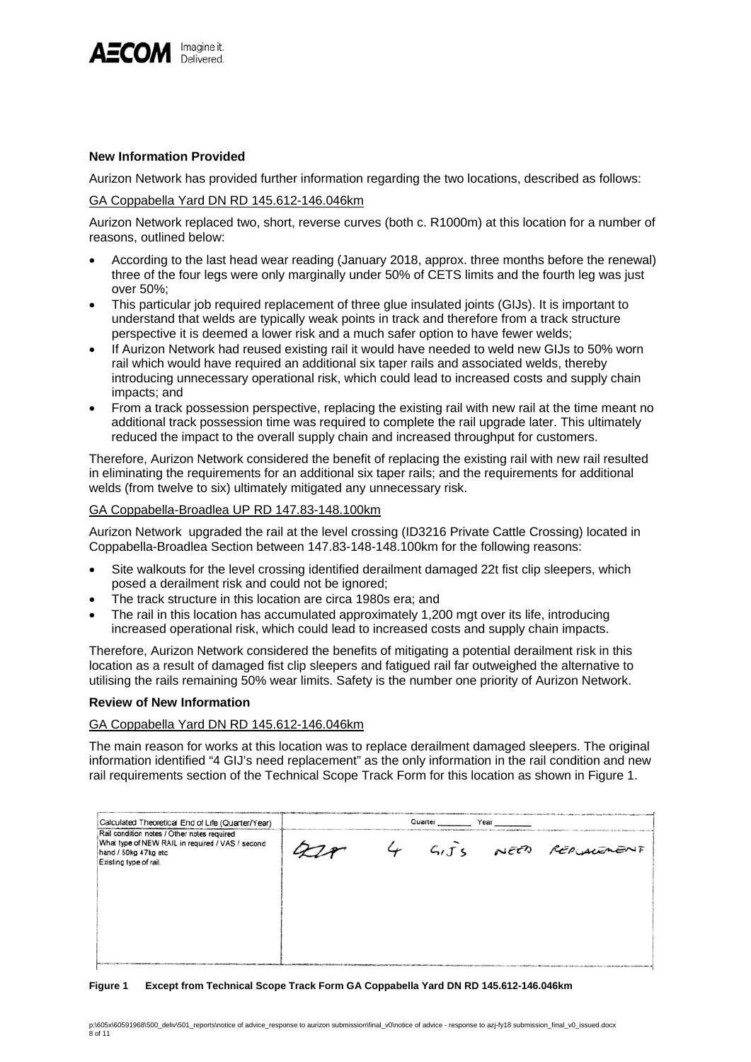### New Information Provided

Aurizon Network has provided further information regarding the two locations, described as follows:

GA Coppabella Yard DN RD 145.612-146.046km

Aurizon Network replaced two, short, reverse curves (both c. R1000m) at this location for a number of reasons, outlined below:

- According to the last head wear reading (January 2018, approx. three months before the renewal) three of the four legs were only marginally under 50% of CETS limits and the fourth leg was just over 50%;
- This particular job required replacement of three glue insulated joints (GIJs). It is important to understand that welds are typically weak points in track and therefore from a track structure perspective it is deemed a lower risk and a much safer option to have fewer welds;
- If Aurizon Network had reused existing rail it would have needed to weld new GIJs to 50% worn rail which would have required an additional six taper rails and associated welds, thereby introducing unnecessary operational risk, which could lead to increased costs and supply chain impacts; and
- From a track possession perspective, replacing the existing rail with new rail at the time meant no additional track possession time was required to complete the rail upgrade later. This ultimately reduced the impact to the overall supply chain and increased throughput for customers.

Therefore, Aurizon Network considered the benefit of replacing the existing rail with new rail resulted in eliminating the requirements for an additional six taper rails; and the requirements for additional welds (from twelve to six) ultimately mitigated any unnecessary risk.

GA Coppabella-Broadlea UP RD 147.83-148.100km

Aurizon Network upgraded the rail at the level crossing (ID3216 Private Cattle Crossing) located in Coppabella-Broadlea Section between 147.83-148-148.100km for the following reasons:

- Site walkouts for the level crossing identified derailment damaged 22t fist clip sleepers, which posed a derailment risk and could not be ignored;
- The track structure in this location are circa 1980s era; and
- The rail in this location has accumulated approximately 1,200 mgt over its life, introducing increased operational risk, which could lead to increased costs and supply chain impacts.

Therefore, Aurizon Network considered the benefits of mitigating a potential derailment risk in this location as a result of damaged fist clip sleepers and fatigued rail far outweighed the alternative to utilising the rails remaining 50% wear limits. Safety is the number one priority of Aurizon Network.

### Review of New Information

GA Coppabella Yard DN RD 145.612-146.046km

The main reason for works at this location was to replace derailment damaged sleepers. The original information identified "4 GIJ's need replacement" as the only information in the rail condition and new rail requirements section of the Technical Scope Track Form for this location as shown in Figure 1.

| Calculated Theoretical End of Life (Quarter/Year) | Quarter \_\_\_\_\_\_ Year \_\_\_\_\_\_ |
|---|---|
| Rail condition notes / Other notes required<br>What type of NEW RAIL in required / VAS / second hand / 50kg 47kg etc<br>Existing type of rail. | Q2? 4 GIJ's NEED REPLACEMENT |

**Figure 1** Except from Technical Scope Track Form GA Coppabella Yard DN RD 145.612-146.046km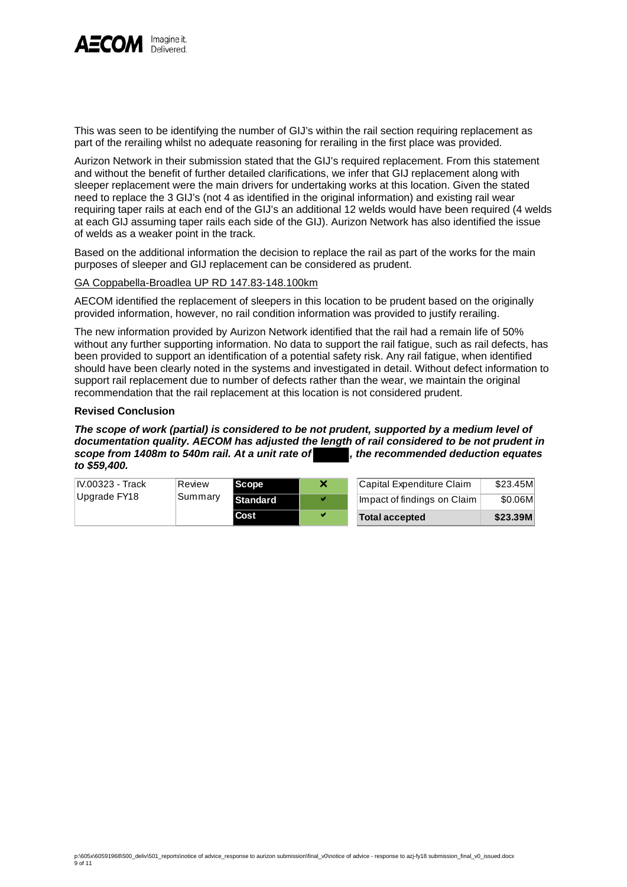This was seen to be identifying the number of GIJ's within the rail section requiring replacement as part of the rerailing whilst no adequate reasoning for rerailing in the first place was provided.

Aurizon Network in their submission stated that the GIJ's required replacement. From this statement and without the benefit of further detailed clarifications, we infer that GIJ replacement along with sleeper replacement were the main drivers for undertaking works at this location. Given the stated need to replace the 3 GIJ's (not 4 as identified in the original information) and existing rail wear requiring taper rails at each end of the GIJ's an additional 12 welds would have been required (4 welds at each GIJ assuming taper rails each side of the GIJ). Aurizon Network has also identified the issue of welds as a weaker point in the track.

Based on the additional information the decision to replace the rail as part of the works for the main purposes of sleeper and GIJ replacement can be considered as prudent.

GA Coppabella-Broadlea UP RD 147.83-148.100km

AECOM identified the replacement of sleepers in this location to be prudent based on the originally provided information, however, no rail condition information was provided to justify rerailing.

The new information provided by Aurizon Network identified that the rail had a remain life of 50% without any further supporting information. No data to support the rail fatigue, such as rail defects, has been provided to support an identification of a potential safety risk. Any rail fatigue, when identified should have been clearly noted in the systems and investigated in detail. Without defect information to support rail replacement due to number of defects rather than the wear, we maintain the original recommendation that the rail replacement at this location is not considered prudent.

**Revised Conclusion**

***The scope of work (partial) is considered to be not prudent, supported by a medium level of documentation quality. AECOM has adjusted the length of rail considered to be not prudent in scope from 1408m to 540m rail. At a unit rate of [redacted], the recommended deduction equates to $59,400.***

| IV.00323 - Track Upgrade FY18 | Review Summary | Scope | ✘ | Capital Expenditure Claim | $23.45M |
|---|---|---|---|---|---|
| | | Standard | ✔ | Impact of findings on Claim | $0.06M |
| | | Cost | ✔ | **Total accepted** | **$23.39M** |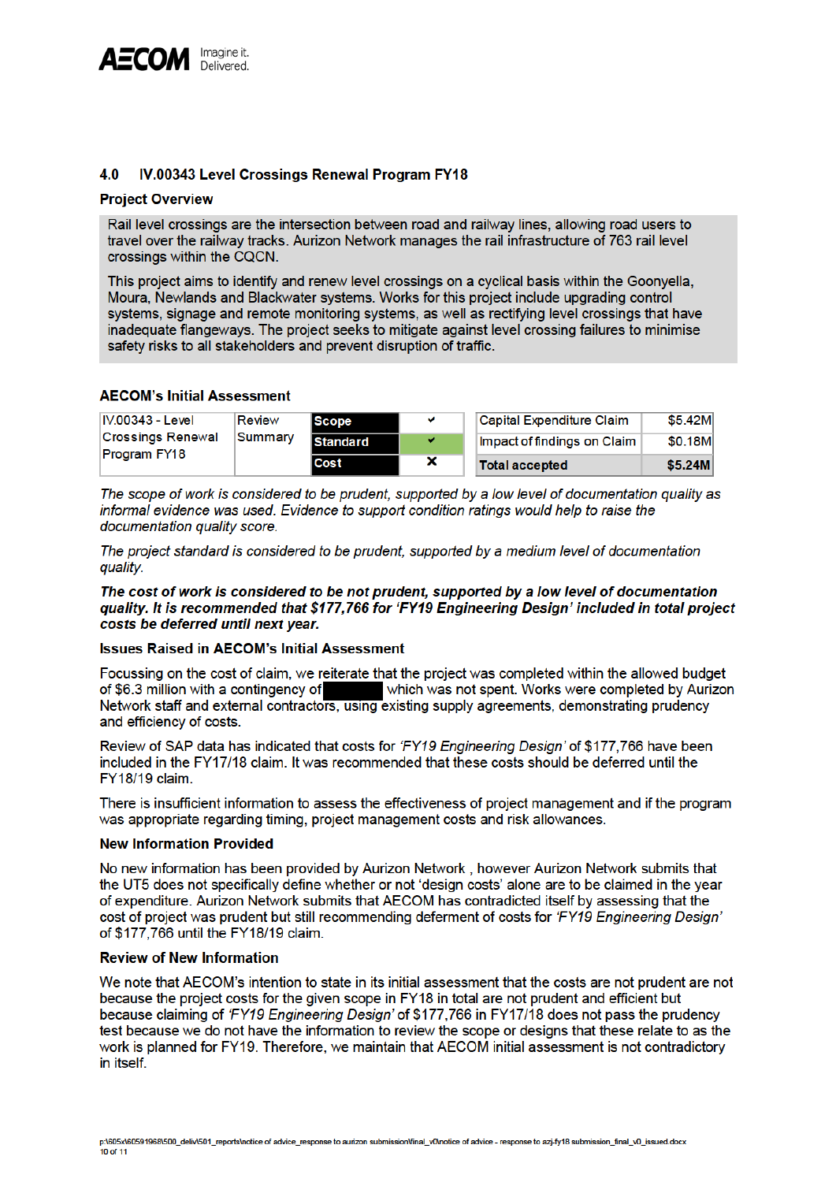## 4.0 IV.00343 Level Crossings Renewal Program FY18

### Project Overview

Rail level crossings are the intersection between road and railway lines, allowing road users to travel over the railway tracks. Aurizon Network manages the rail infrastructure of 763 rail level crossings within the CQCN.

This project aims to identify and renew level crossings on a cyclical basis within the Goonyella, Moura, Newlands and Blackwater systems. Works for this project include upgrading control systems, signage and remote monitoring systems, as well as rectifying level crossings that have inadequate flangeways. The project seeks to mitigate against level crossing failures to minimise safety risks to all stakeholders and prevent disruption of traffic.

### AECOM's Initial Assessment

| IV.00343 - Level Crossings Renewal Program FY18 | Review Summary | Scope | ✔ |
|---|---|---|---|
| | | Standard | ✔ |
| | | Cost | ✕ |

| Capital Expenditure Claim | $5.42M |
|---|---|
| Impact of findings on Claim | $0.18M |
| **Total accepted** | **$5.24M** |

*The scope of work is considered to be prudent, supported by a low level of documentation quality as informal evidence was used. Evidence to support condition ratings would help to raise the documentation quality score.*

*The project standard is considered to be prudent, supported by a medium level of documentation quality.*

***The cost of work is considered to be not prudent, supported by a low level of documentation quality. It is recommended that $177,766 for 'FY19 Engineering Design' included in total project costs be deferred until next year.***

### Issues Raised in AECOM's Initial Assessment

Focussing on the cost of claim, we reiterate that the project was completed within the allowed budget of $6.3 million with a contingency of [redacted] which was not spent. Works were completed by Aurizon Network staff and external contractors, using existing supply agreements, demonstrating prudency and efficiency of costs.

Review of SAP data has indicated that costs for *'FY19 Engineering Design'* of $177,766 have been included in the FY17/18 claim. It was recommended that these costs should be deferred until the FY18/19 claim.

There is insufficient information to assess the effectiveness of project management and if the program was appropriate regarding timing, project management costs and risk allowances.

### New Information Provided

No new information has been provided by Aurizon Network , however Aurizon Network submits that the UT5 does not specifically define whether or not 'design costs' alone are to be claimed in the year of expenditure. Aurizon Network submits that AECOM has contradicted itself by assessing that the cost of project was prudent but still recommending deferment of costs for *'FY19 Engineering Design'* of $177,766 until the FY18/19 claim.

### Review of New Information

We note that AECOM's intention to state in its initial assessment that the costs are not prudent are not because the project costs for the given scope in FY18 in total are not prudent and efficient but because claiming of *'FY19 Engineering Design'* of $177,766 in FY17/18 does not pass the prudency test because we do not have the information to review the scope or designs that these relate to as the work is planned for FY19. Therefore, we maintain that AECOM initial assessment is not contradictory in itself.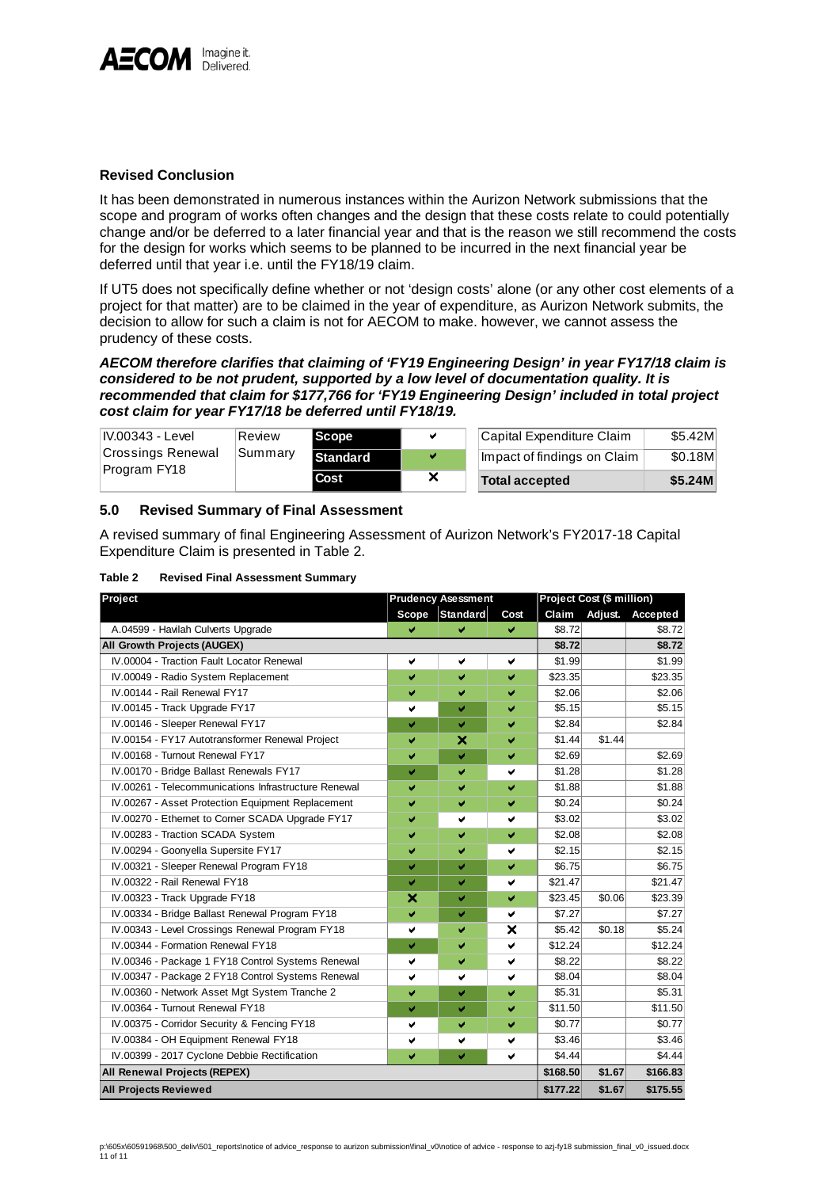### Revised Conclusion

It has been demonstrated in numerous instances within the Aurizon Network submissions that the scope and program of works often changes and the design that these costs relate to could potentially change and/or be deferred to a later financial year and that is the reason we still recommend the costs for the design for works which seems to be planned to be incurred in the next financial year be deferred until that year i.e. until the FY18/19 claim.

If UT5 does not specifically define whether or not 'design costs' alone (or any other cost elements of a project for that matter) are to be claimed in the year of expenditure, as Aurizon Network submits, the decision to allow for such a claim is not for AECOM to make. however, we cannot assess the prudency of these costs.

***AECOM therefore clarifies that claiming of 'FY19 Engineering Design' in year FY17/18 claim is considered to be not prudent, supported by a low level of documentation quality. It is recommended that claim for $177,766 for 'FY19 Engineering Design' included in total project cost claim for year FY17/18 be deferred until FY18/19.***

| | | | | | | |
|---|---|---|---|---|---|---|
| IV.00343 - Level Crossings Renewal Program FY18 | Review Summary | **Scope** | ✔ | | Capital Expenditure Claim | $5.42M |
| | | **Standard** | ✔ | | Impact of findings on Claim | $0.18M |
| | | **Cost** | ✘ | | **Total accepted** | **$5.24M** |

## 5.0 Revised Summary of Final Assessment

A revised summary of final Engineering Assessment of Aurizon Network's FY2017-18 Capital Expenditure Claim is presented in Table 2.

**Table 2 Revised Final Assessment Summary**

| Project | Prudency Asessment | | | Project Cost ($ million) | | |
|---|---|---|---|---|---|---|
| | Scope | Standard | Cost | Claim | Adjust. | Accepted |
| A.04599 - Havilah Culverts Upgrade | ✔ | ✔ | ✔ | $8.72 | | $8.72 |
| **All Growth Projects (AUGEX)** | | | | **$8.72** | | **$8.72** |
| IV.00004 - Traction Fault Locator Renewal | ✔ | ✔ | ✔ | $1.99 | | $1.99 |
| IV.00049 - Radio System Replacement | ✔ | ✔ | ✔ | $23.35 | | $23.35 |
| IV.00144 - Rail Renewal FY17 | ✔ | ✔ | ✔ | $2.06 | | $2.06 |
| IV.00145 - Track Upgrade FY17 | ✔ | ✔ | ✔ | $5.15 | | $5.15 |
| IV.00146 - Sleeper Renewal FY17 | ✔ | ✔ | ✔ | $2.84 | | $2.84 |
| IV.00154 - FY17 Autotransformer Renewal Project | ✔ | ✘ | ✔ | $1.44 | $1.44 | |
| IV.00168 - Turnout Renewal FY17 | ✔ | ✔ | ✔ | $2.69 | | $2.69 |
| IV.00170 - Bridge Ballast Renewals FY17 | ✔ | ✔ | ✔ | $1.28 | | $1.28 |
| IV.00261 - Telecommunications Infrastructure Renewal | ✔ | ✔ | ✔ | $1.88 | | $1.88 |
| IV.00267 - Asset Protection Equipment Replacement | ✔ | ✔ | ✔ | $0.24 | | $0.24 |
| IV.00270 - Ethernet to Corner SCADA Upgrade FY17 | ✔ | ✔ | ✔ | $3.02 | | $3.02 |
| IV.00283 - Traction SCADA System | ✔ | ✔ | ✔ | $2.08 | | $2.08 |
| IV.00294 - Goonyella Supersite FY17 | ✔ | ✔ | ✔ | $2.15 | | $2.15 |
| IV.00321 - Sleeper Renewal Program FY18 | ✔ | ✔ | ✔ | $6.75 | | $6.75 |
| IV.00322 - Rail Renewal FY18 | ✔ | ✔ | ✔ | $21.47 | | $21.47 |
| IV.00323 - Track Upgrade FY18 | ✘ | ✔ | ✔ | $23.45 | $0.06 | $23.39 |
| IV.00334 - Bridge Ballast Renewal Program FY18 | ✔ | ✔ | ✔ | $7.27 | | $7.27 |
| IV.00343 - Level Crossings Renewal Program FY18 | ✔ | ✔ | ✘ | $5.42 | $0.18 | $5.24 |
| IV.00344 - Formation Renewal FY18 | ✔ | ✔ | ✔ | $12.24 | | $12.24 |
| IV.00346 - Package 1 FY18 Control Systems Renewal | ✔ | ✔ | ✔ | $8.22 | | $8.22 |
| IV.00347 - Package 2 FY18 Control Systems Renewal | ✔ | ✔ | ✔ | $8.04 | | $8.04 |
| IV.00360 - Network Asset Mgt System Tranche 2 | ✔ | ✔ | ✔ | $5.31 | | $5.31 |
| IV.00364 - Turnout Renewal FY18 | ✔ | ✔ | ✔ | $11.50 | | $11.50 |
| IV.00375 - Corridor Security & Fencing FY18 | ✔ | ✔ | ✔ | $0.77 | | $0.77 |
| IV.00384 - OH Equipment Renewal FY18 | ✔ | ✔ | ✔ | $3.46 | | $3.46 |
| IV.00399 - 2017 Cyclone Debbie Rectification | ✔ | ✔ | ✔ | $4.44 | | $4.44 |
| **All Renewal Projects (REPEX)** | | | | **$168.50** | **$1.67** | **$166.83** |
| **All Projects Reviewed** | | | | **$177.22** | **$1.67** | **$175.55** |